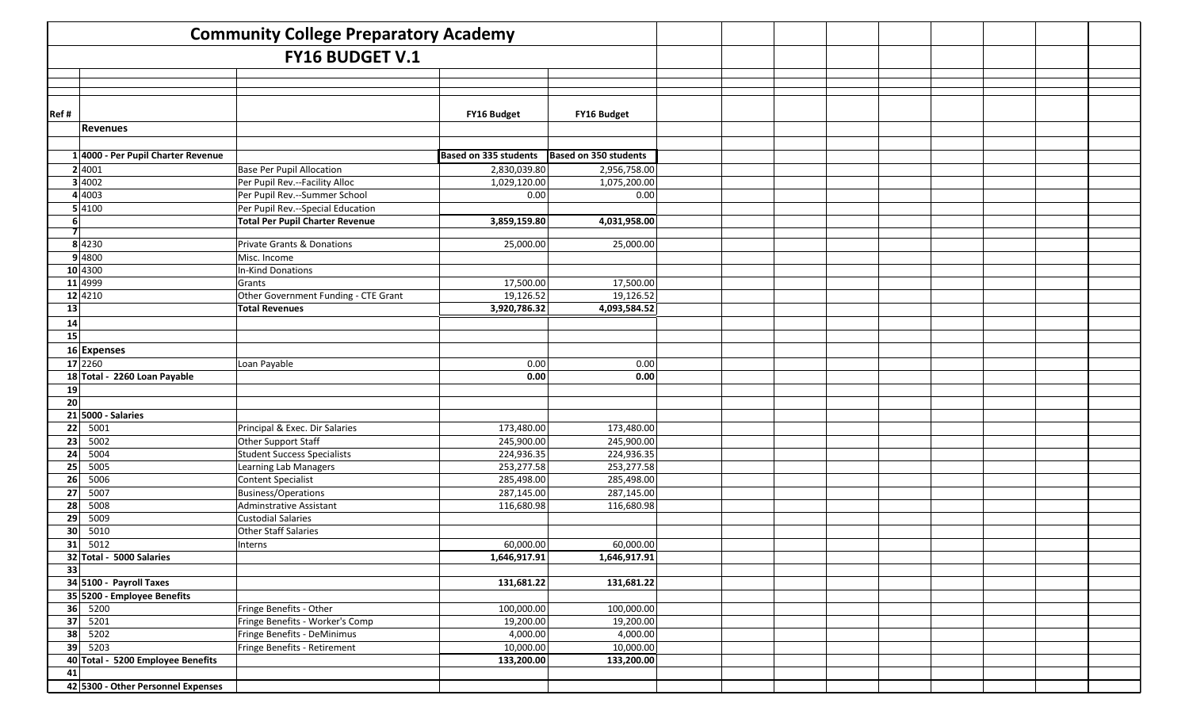# Community College Preparatory Academy

## FY16 BUDGET V.1

| Ref # | | | FY16 Budget | FY16 Budget |
|---|---|---|---|---|
| | **Revenues** | | | |
| 1 | **4000 - Per Pupil Charter Revenue** | | **Based on 335 students** | **Based on 350 students** |
| 2 | 4001 | Base Per Pupil Allocation | 2,830,039.80 | 2,956,758.00 |
| 3 | 4002 | Per Pupil Rev.--Facility Alloc | 1,029,120.00 | 1,075,200.00 |
| 4 | 4003 | Per Pupil Rev.--Summer School | 0.00 | 0.00 |
| 5 | 4100 | Per Pupil Rev.--Special Education | | |
| 6 | | **Total Per Pupil Charter Revenue** | **3,859,159.80** | **4,031,958.00** |
| 7 | | | | |
| 8 | 4230 | Private Grants & Donations | 25,000.00 | 25,000.00 |
| 9 | 4800 | Misc. Income | | |
| 10 | 4300 | In-Kind Donations | | |
| 11 | 4999 | Grants | 17,500.00 | 17,500.00 |
| 12 | 4210 | Other Government Funding - CTE Grant | 19,126.52 | 19,126.52 |
| 13 | | **Total Revenues** | **3,920,786.32** | **4,093,584.52** |
| 14 | | | | |
| 15 | | | | |
| 16 | **Expenses** | | | |
| 17 | 2260 | Loan Payable | 0.00 | 0.00 |
| 18 | **Total - 2260 Loan Payable** | | **0.00** | **0.00** |
| 19 | | | | |
| 20 | | | | |
| 21 | **5000 - Salaries** | | | |
| 22 | 5001 | Principal & Exec. Dir Salaries | 173,480.00 | 173,480.00 |
| 23 | 5002 | Other Support Staff | 245,900.00 | 245,900.00 |
| 24 | 5004 | Student Success Specialists | 224,936.35 | 224,936.35 |
| 25 | 5005 | Learning Lab Managers | 253,277.58 | 253,277.58 |
| 26 | 5006 | Content Specialist | 285,498.00 | 285,498.00 |
| 27 | 5007 | Business/Operations | 287,145.00 | 287,145.00 |
| 28 | 5008 | Adminstrative Assistant | 116,680.98 | 116,680.98 |
| 29 | 5009 | Custodial Salaries | | |
| 30 | 5010 | Other Staff Salaries | | |
| 31 | 5012 | Interns | 60,000.00 | 60,000.00 |
| 32 | **Total - 5000 Salaries** | | **1,646,917.91** | **1,646,917.91** |
| 33 | | | | |
| 34 | **5100 - Payroll Taxes** | | **131,681.22** | **131,681.22** |
| 35 | **5200 - Employee Benefits** | | | |
| 36 | 5200 | Fringe Benefits - Other | 100,000.00 | 100,000.00 |
| 37 | 5201 | Fringe Benefits - Worker's Comp | 19,200.00 | 19,200.00 |
| 38 | 5202 | Fringe Benefits - DeMinimus | 4,000.00 | 4,000.00 |
| 39 | 5203 | Fringe Benefits - Retirement | 10,000.00 | 10,000.00 |
| 40 | **Total - 5200 Employee Benefits** | | **133,200.00** | **133,200.00** |
| 41 | | | | |
| 42 | **5300 - Other Personnel Expenses** | | | |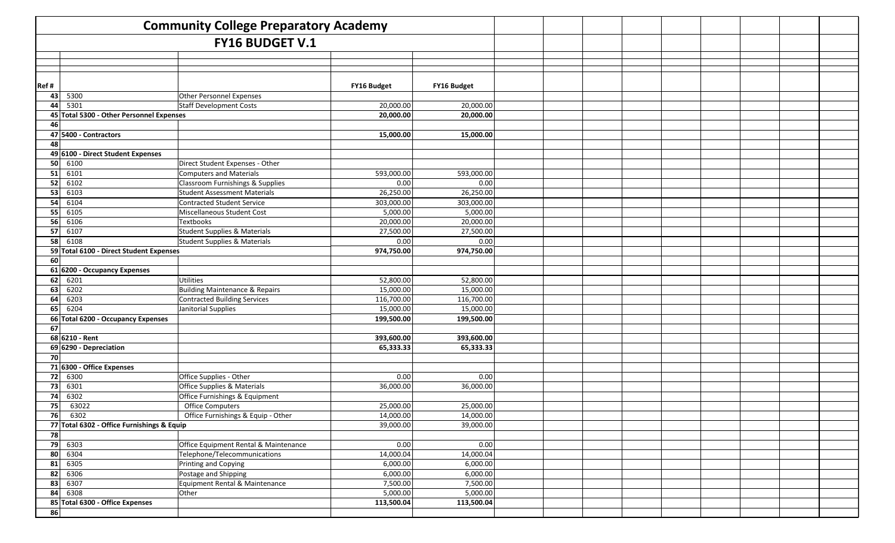# Community College Preparatory Academy

## FY16 BUDGET V.1

| Ref # | | | FY16 Budget | FY16 Budget |
|---|---|---|---|---|
| 43 | 5300 | Other Personnel Expenses | | |
| 44 | 5301 | Staff Development Costs | 20,000.00 | 20,000.00 |
| 45 | **Total 5300 - Other Personnel Expenses** | | **20,000.00** | **20,000.00** |
| 46 | | | | |
| 47 | **5400 - Contractors** | | **15,000.00** | **15,000.00** |
| 48 | | | | |
| 49 | **6100 - Direct Student Expenses** | | | |
| 50 | 6100 | Direct Student Expenses - Other | | |
| 51 | 6101 | Computers and Materials | 593,000.00 | 593,000.00 |
| 52 | 6102 | Classroom Furnishings & Supplies | 0.00 | 0.00 |
| 53 | 6103 | Student Assessment Materials | 26,250.00 | 26,250.00 |
| 54 | 6104 | Contracted Student Service | 303,000.00 | 303,000.00 |
| 55 | 6105 | Miscellaneous Student Cost | 5,000.00 | 5,000.00 |
| 56 | 6106 | Textbooks | 20,000.00 | 20,000.00 |
| 57 | 6107 | Student Supplies & Materials | 27,500.00 | 27,500.00 |
| 58 | 6108 | Student Supplies & Materials | 0.00 | 0.00 |
| 59 | **Total 6100 - Direct Student Expenses** | | **974,750.00** | **974,750.00** |
| 60 | | | | |
| 61 | **6200 - Occupancy Expenses** | | | |
| 62 | 6201 | Utilities | 52,800.00 | 52,800.00 |
| 63 | 6202 | Building Maintenance & Repairs | 15,000.00 | 15,000.00 |
| 64 | 6203 | Contracted Building Services | 116,700.00 | 116,700.00 |
| 65 | 6204 | Janitorial Supplies | 15,000.00 | 15,000.00 |
| 66 | **Total 6200 - Occupancy Expenses** | | **199,500.00** | **199,500.00** |
| 67 | | | | |
| 68 | **6210 - Rent** | | **393,600.00** | **393,600.00** |
| 69 | **6290 - Depreciation** | | **65,333.33** | **65,333.33** |
| 70 | | | | |
| 71 | **6300 - Office Expenses** | | | |
| 72 | 6300 | Office Supplies - Other | 0.00 | 0.00 |
| 73 | 6301 | Office Supplies & Materials | 36,000.00 | 36,000.00 |
| 74 | 6302 | Office Furnishings & Equipment | | |
| 75 | 63022 | Office Computers | 25,000.00 | 25,000.00 |
| 76 | 6302 | Office Furnishings & Equip - Other | 14,000.00 | 14,000.00 |
| 77 | **Total 6302 - Office Furnishings & Equip** | | 39,000.00 | 39,000.00 |
| 78 | | | | |
| 79 | 6303 | Office Equipment Rental & Maintenance | 0.00 | 0.00 |
| 80 | 6304 | Telephone/Telecommunications | 14,000.04 | 14,000.04 |
| 81 | 6305 | Printing and Copying | 6,000.00 | 6,000.00 |
| 82 | 6306 | Postage and Shipping | 6,000.00 | 6,000.00 |
| 83 | 6307 | Equipment Rental & Maintenance | 7,500.00 | 7,500.00 |
| 84 | 6308 | Other | 5,000.00 | 5,000.00 |
| 85 | **Total 6300 - Office Expenses** | | **113,500.04** | **113,500.04** |
| 86 | | | | |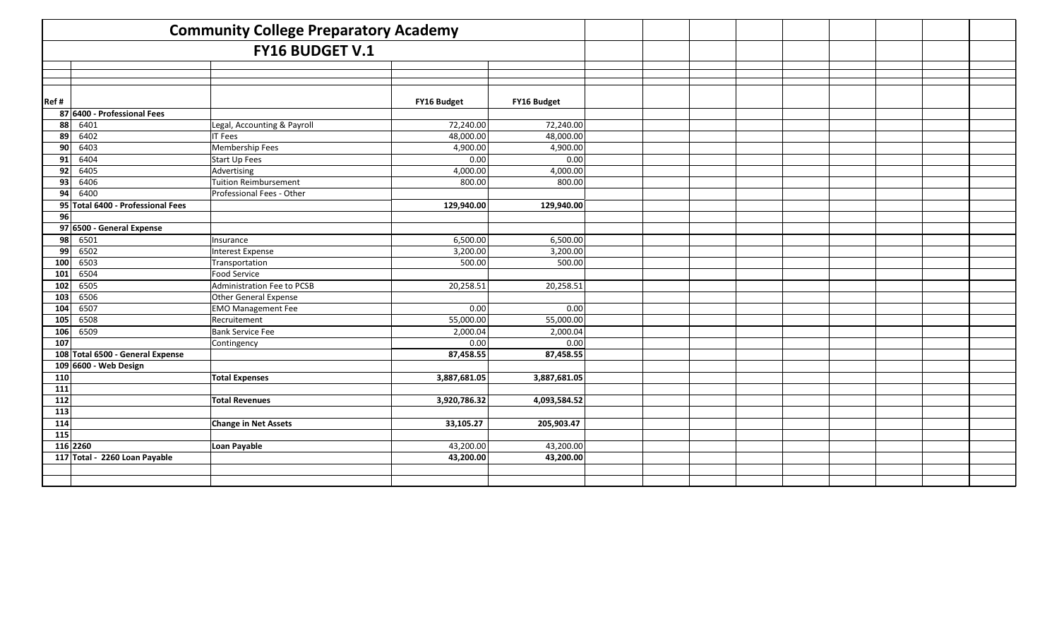# Community College Preparatory Academy

## FY16 BUDGET V.1

| Ref # | | | FY16 Budget | FY16 Budget |
|---|---|---|---|---|
| 87 | 6400 - Professional Fees | | | |
| 88 | 6401 | Legal, Accounting & Payroll | 72,240.00 | 72,240.00 |
| 89 | 6402 | IT Fees | 48,000.00 | 48,000.00 |
| 90 | 6403 | Membership Fees | 4,900.00 | 4,900.00 |
| 91 | 6404 | Start Up Fees | 0.00 | 0.00 |
| 92 | 6405 | Advertising | 4,000.00 | 4,000.00 |
| 93 | 6406 | Tuition Reimbursement | 800.00 | 800.00 |
| 94 | 6400 | Professional Fees - Other | | |
| 95 | Total 6400 - Professional Fees | | 129,940.00 | 129,940.00 |
| 96 | | | | |
| 97 | 6500 - General Expense | | | |
| 98 | 6501 | Insurance | 6,500.00 | 6,500.00 |
| 99 | 6502 | Interest Expense | 3,200.00 | 3,200.00 |
| 100 | 6503 | Transportation | 500.00 | 500.00 |
| 101 | 6504 | Food Service | | |
| 102 | 6505 | Administration Fee to PCSB | 20,258.51 | 20,258.51 |
| 103 | 6506 | Other General Expense | | |
| 104 | 6507 | EMO Management Fee | 0.00 | 0.00 |
| 105 | 6508 | Recruitement | 55,000.00 | 55,000.00 |
| 106 | 6509 | Bank Service Fee | 2,000.04 | 2,000.04 |
| 107 | | Contingency | 0.00 | 0.00 |
| 108 | Total 6500 - General Expense | | 87,458.55 | 87,458.55 |
| 109 | 6600 - Web Design | | | |
| 110 | | **Total Expenses** | 3,887,681.05 | 3,887,681.05 |
| 111 | | | | |
| 112 | | **Total Revenues** | 3,920,786.32 | 4,093,584.52 |
| 113 | | | | |
| 114 | | **Change in Net Assets** | 33,105.27 | 205,903.47 |
| 115 | | | | |
| 116 | 2260 | **Loan Payable** | 43,200.00 | 43,200.00 |
| 117 | Total - 2260 Loan Payable | | 43,200.00 | 43,200.00 |